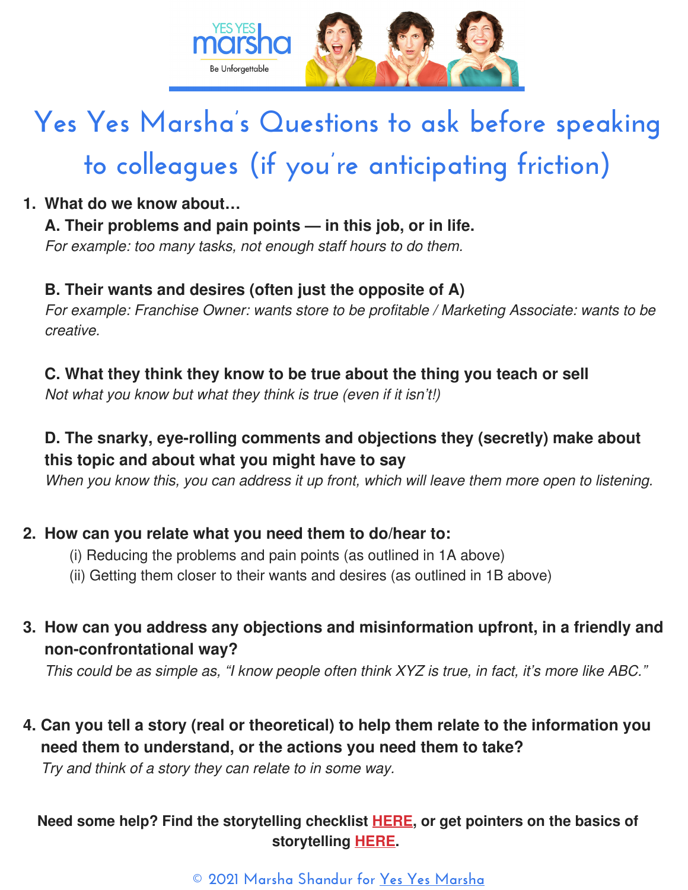# Yes Yes Marsha's Questions to ask before speaking to colleagues (if you're anticipating friction)

1. **What do we know about…**

   **A. Their problems and pain points — in this job, or in life.**
   *For example: too many tasks, not enough staff hours to do them.*

   **B. Their wants and desires (often just the opposite of A)**
   *For example: Franchise Owner: wants store to be profitable / Marketing Associate: wants to be creative.*

   **C. What they think they know to be true about the thing you teach or sell**
   *Not what you know but what they think is true (even if it isn't!)*

   **D. The snarky, eye-rolling comments and objections they (secretly) make about this topic and about what you might have to say**
   *When you know this, you can address it up front, which will leave them more open to listening.*

2. **How can you relate what you need them to do/hear to:**
   (i) Reducing the problems and pain points (as outlined in 1A above)
   (ii) Getting them closer to their wants and desires (as outlined in 1B above)

3. **How can you address any objections and misinformation upfront, in a friendly and non-confrontational way?**
   *This could be as simple as, "I know people often think XYZ is true, in fact, it's more like ABC."*

4. **Can you tell a story (real or theoretical) to help them relate to the information you need them to understand, or the actions you need them to take?**
   *Try and think of a story they can relate to in some way.*

**Need some help? Find the storytelling checklist HERE, or get pointers on the basics of storytelling HERE.**

© 2021 Marsha Shandur for Yes Yes Marsha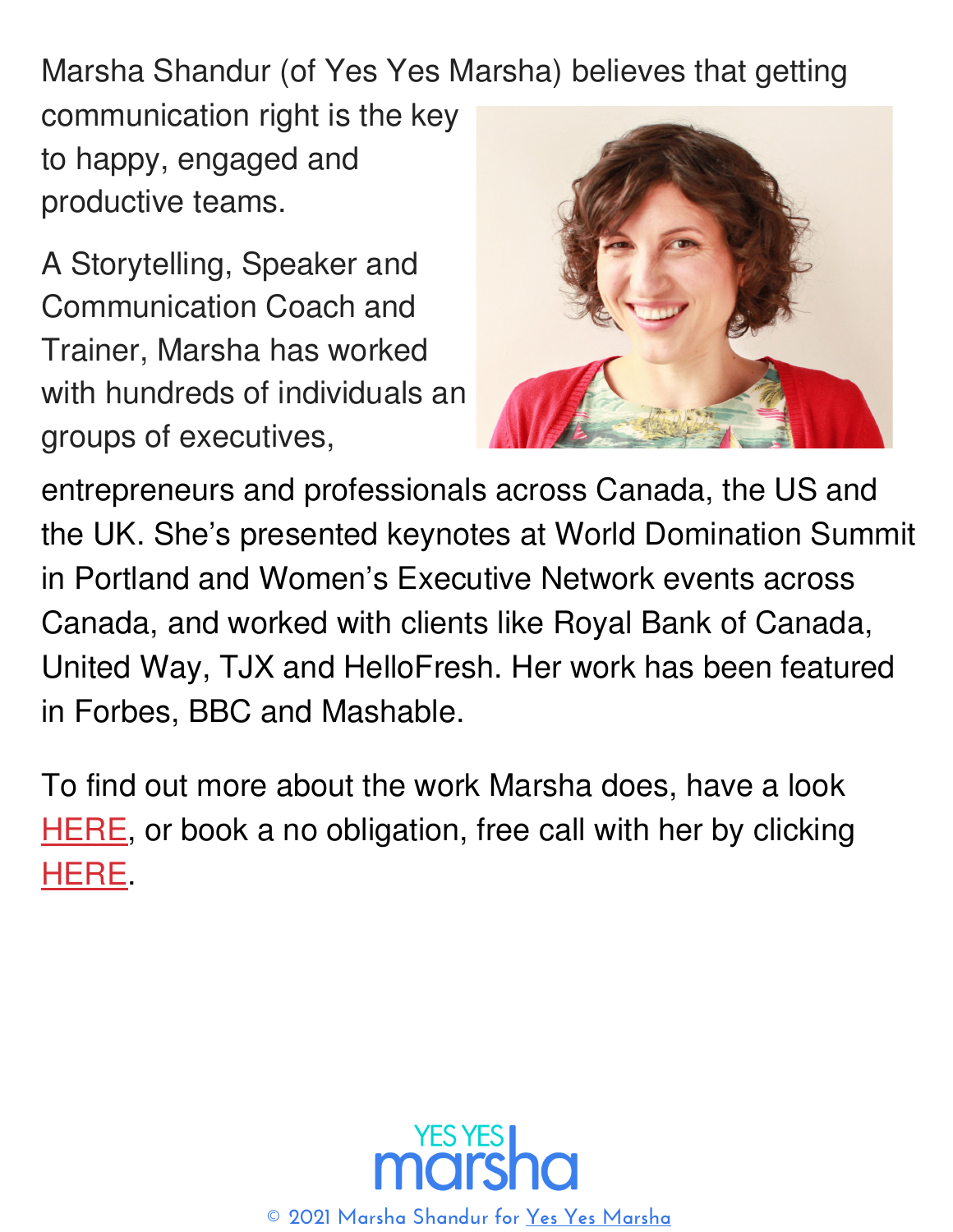Marsha Shandur (of Yes Yes Marsha) believes that getting communication right is the key to happy, engaged and productive teams.

A Storytelling, Speaker and Communication Coach and Trainer, Marsha has worked with hundreds of individuals an groups of executives, entrepreneurs and professionals across Canada, the US and the UK. She's presented keynotes at World Domination Summit in Portland and Women's Executive Network events across Canada, and worked with clients like Royal Bank of Canada, United Way, TJX and HelloFresh. Her work has been featured in Forbes, BBC and Mashable.

To find out more about the work Marsha does, have a look HERE, or book a no obligation, free call with her by clicking HERE.

YES YES marsha

© 2021 Marsha Shandur for Yes Yes Marsha